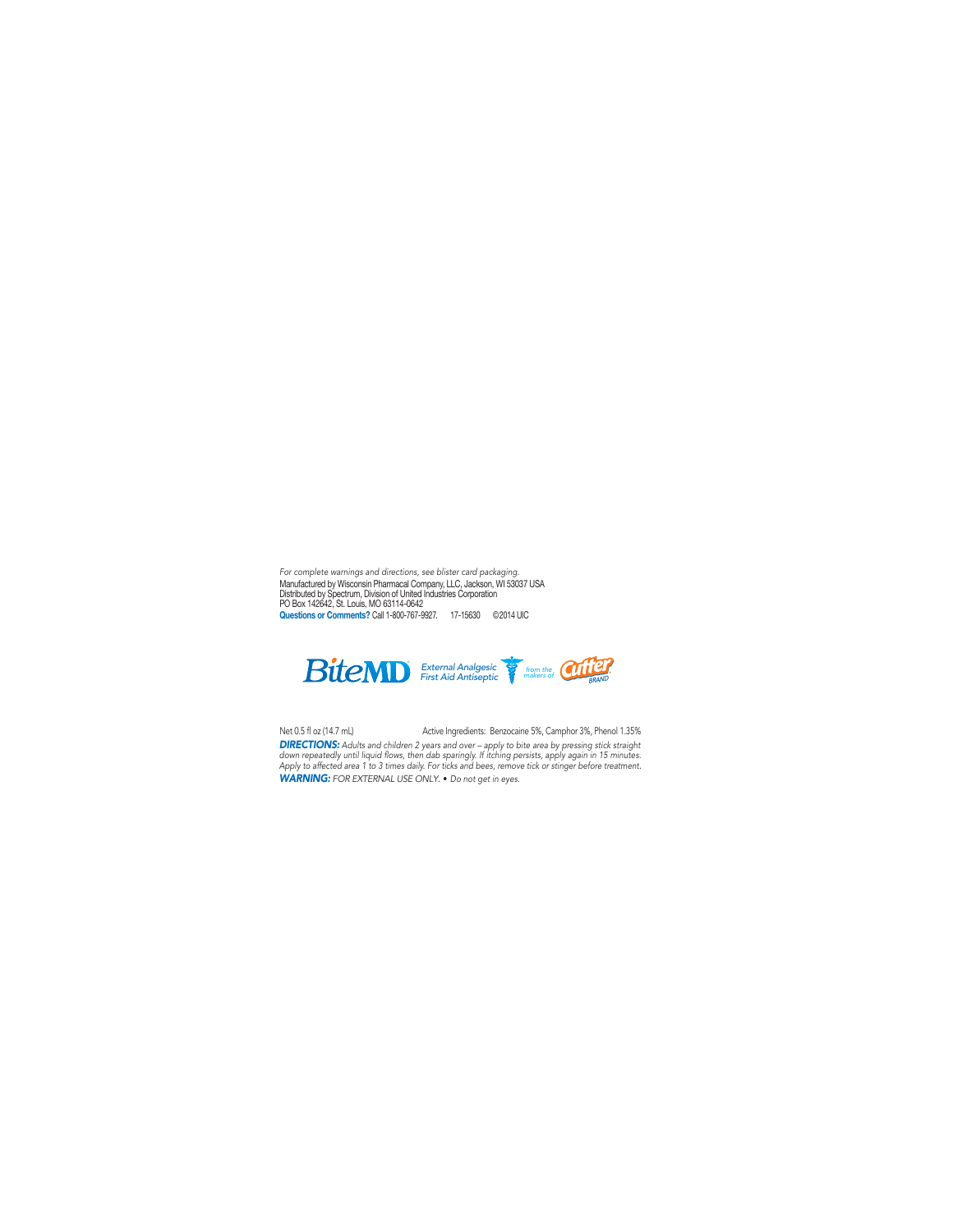*For complete warnings and directions, see blister card packaging.*
Manufactured by Wisconsin Pharmacal Company, LLC, Jackson, WI 53037 USA
Distributed by Spectrum, Division of United Industries Corporation
PO Box 142642, St. Louis, MO 63114-0642
**Questions or Comments?** Call 1-800-767-9927. 17-15630 ©2014 UIC

BiteMD® *External Analgesic First Aid Antiseptic* *from the makers of* Cutter® BRAND

Net 0.5 fl oz (14.7 mL) Active Ingredients: Benzocaine 5%, Camphor 3%, Phenol 1.35%

***DIRECTIONS:*** *Adults and children 2 years and over – apply to bite area by pressing stick straight down repeatedly until liquid flows, then dab sparingly. If itching persists, apply again in 15 minutes. Apply to affected area 1 to 3 times daily. For ticks and bees, remove tick or stinger before treatment.*

***WARNING:*** *FOR EXTERNAL USE ONLY. • Do not get in eyes.*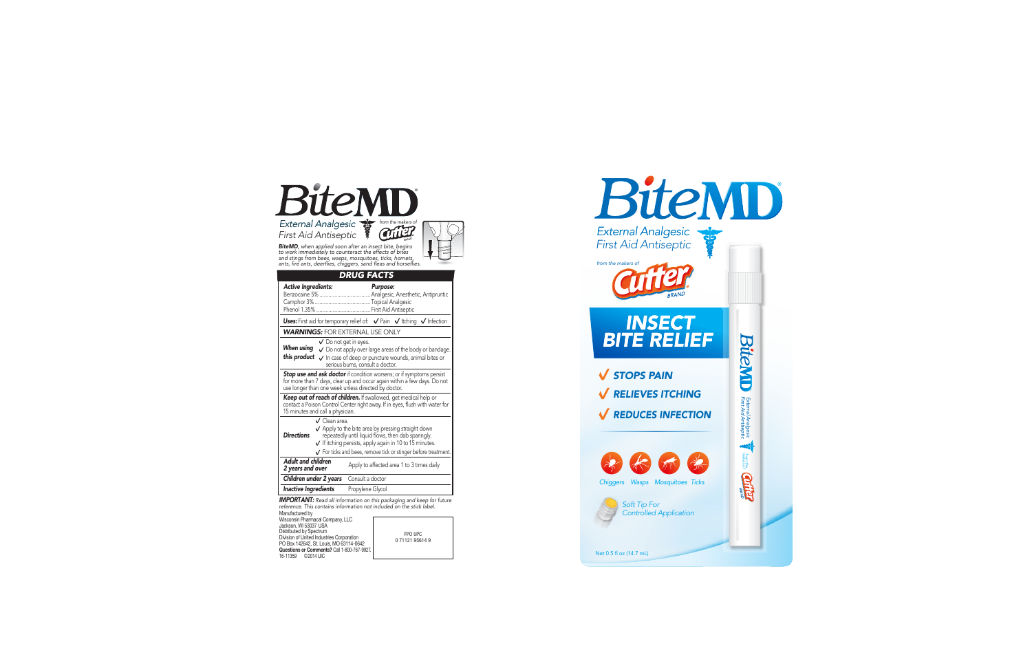# BiteMD

*External Analgesic*
*First Aid Antiseptic*

from the makers of Cutter

***BiteMD**, when applied soon after an insect bite, begins to work immediately to counteract the effects of bites and stings from bees, wasps, mosquitoes, ticks, hornets, ants, fire ants, deerflies, chiggers, sand fleas and horseflies.*

## DRUG FACTS

| **Active Ingredients:** | **Purpose:** |
|---|---|
| Benzocaine 5% | Analgesic, Anesthetic, Antipruritic |
| Camphor 3% | Topical Analgesic |
| Phenol 1.35% | First Aid Antiseptic |

**Uses:** First aid for temporary relief of: ✓ Pain ✓ Itching ✓ Infection

**WARNINGS:** FOR EXTERNAL USE ONLY

**When using this product**
- ✓ Do not get in eyes.
- ✓ Do not apply over large areas of the body or bandage.
- ✓ In case of deep or puncture wounds, animal bites or serious burns, consult a doctor.

**Stop use and ask doctor** if condition worsens; or if symptoms persist for more than 7 days, clear up and occur again within a few days. Do not use longer than one week unless directed by doctor.

**Keep out of reach of children.** If swallowed, get medical help or contact a Poison Control Center right away. If in eyes, flush with water for 15 minutes and call a physician.

**Directions**
- ✓ Clean area.
- ✓ Apply to the bite area by pressing straight down repeatedly until liquid flows, then dab sparingly.
- ✓ If itching persists, apply again in 10 to 15 minutes.
- ✓ For ticks and bees, remove tick or stinger before treatment.

| | |
|---|---|
| **Adult and children 2 years and over** | Apply to affected area 1 to 3 times daily |
| **Children under 2 years** | Consult a doctor |
| **Inactive Ingredients** | Propylene Glycol |

***IMPORTANT:** Read all information on this packaging and keep for future reference. This contains information not included on the stick label.*

Manufactured by
Wisconsin Pharmacal Company, LLC
Jackson, WI 53037 USA
Distributed by Spectrum
Division of United Industries Corporation
PO Box 142642, St. Louis, MO 63114-0642
**Questions or Comments?** Call 1-800-767-9927.
16-11359 ©2014 UIC

FPO UPC
0 71121 95614 9

# BiteMD

*External Analgesic*
*First Aid Antiseptic*

from the makers of Cutter BRAND

## INSECT BITE RELIEF

- ✓ STOPS PAIN
- ✓ RELIEVES ITCHING
- ✓ REDUCES INFECTION

Chiggers Wasps Mosquitoes Ticks

Soft Tip For Controlled Application

Net 0.5 fl oz (14.7 mL)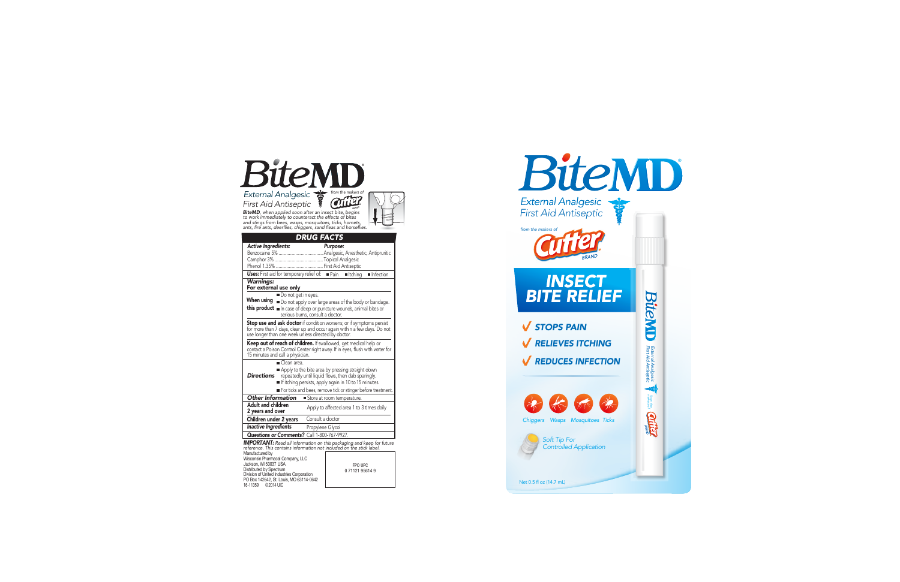# BiteMD®

*External Analgesic*
*First Aid Antiseptic*

from the makers of Cutter® BRAND

***BiteMD**, when applied soon after an insect bite, begins to work immediately to counteract the effects of bites and stings from bees, wasps, mosquitoes, ticks, hornets, ants, fire ants, deerflies, chiggers, sand fleas and horseflies.*

## DRUG FACTS

| *Active Ingredients:* | *Purpose:* |
| --- | --- |
| Benzocaine 5% | Analgesic, Anesthetic, Antipruritic |
| Camphor 3% | Topical Analgesic |
| Phenol 1.35% | First Aid Antiseptic |

***Uses:*** First aid for temporary relief of: ■ Pain ■ Itching ■ Infection

***Warnings:***
**For external use only**

**When using this product**
- Do not get in eyes.
- Do not apply over large areas of the body or bandage.
- In case of deep or puncture wounds, animal bites or serious burns, consult a doctor.

**Stop use and ask doctor** if condition worsens; or if symptoms persist for more than 7 days, clear up and occur again within a few days. Do not use longer than one week unless directed by doctor.

**Keep out of reach of children.** If swallowed, get medical help or contact a Poison Control Center right away. If in eyes, flush with water for 15 minutes and call a physician.

***Directions***
- Clean area.
- Apply to the bite area by pressing straight down repeatedly until liquid flows, then dab sparingly.
- If itching persists, apply again in 10 to 15 minutes.
- For ticks and bees, remove tick or stinger before treatment.

| | |
| --- | --- |
| ***Other Information*** | ■ Store at room temperature. |
| **Adult and children 2 years and over** | Apply to affected area 1 to 3 times daily |
| **Children under 2 years** | Consult a doctor |
| ***Inactive Ingredients*** | Propylene Glycol |
| ***Questions or Comments?*** | Call 1-800-767-9927. |

***IMPORTANT:*** *Read all information on this packaging and keep for future reference. This contains information not included on the stick label.*

Manufactured by
Wisconsin Pharmacal Company, LLC
Jackson, WI 53037 USA
Distributed by Spectrum
Division of United Industries Corporation
PO Box 142642, St. Louis, MO 63114-0642
16-11359 ©2014 UIC

FPO UPC
0 71121 95614 9

# BiteMD®

*External Analgesic*
*First Aid Antiseptic*

from the makers of Cutter® BRAND

## INSECT BITE RELIEF

- ✓ STOPS PAIN
- ✓ RELIEVES ITCHING
- ✓ REDUCES INFECTION

Chiggers Wasps Mosquitoes Ticks

Soft Tip For Controlled Application

Net 0.5 fl oz (14.7 mL)

BiteMD External Analgesic First Aid Antiseptic Cutter